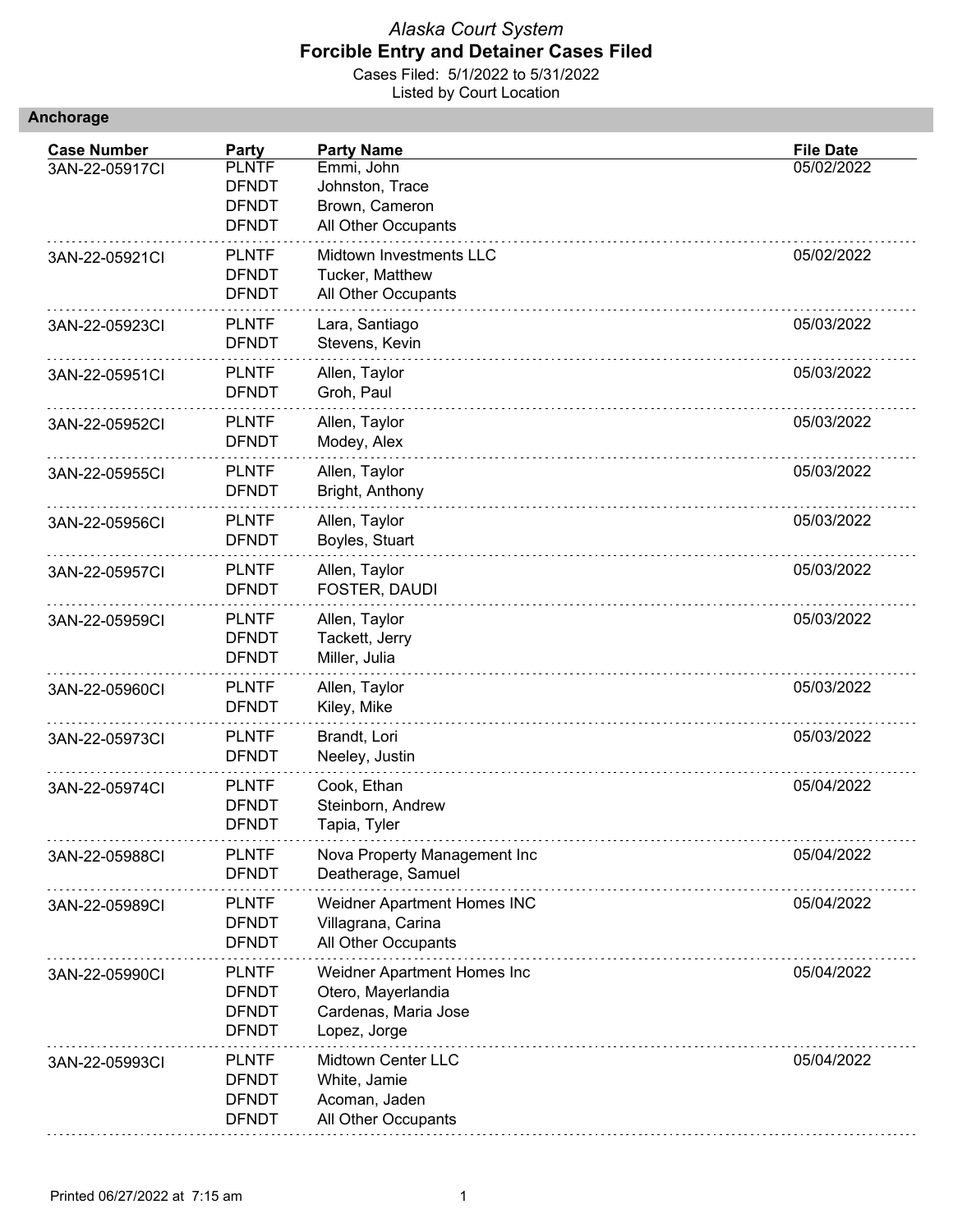*Alaska Court System*

# Forcible Entry and Detainer Cases Filed

Cases Filed: 5/1/2022 to 5/31/2022

Listed by Court Location

## Anchorage

| Case Number | Party | Party Name | File Date |
|---|---|---|---|
| 3AN-22-05917CI | PLNTF | Emmi, John | 05/02/2022 |
| | DFNDT | Johnston, Trace | |
| | DFNDT | Brown, Cameron | |
| | DFNDT | All Other Occupants | |
| 3AN-22-05921CI | PLNTF | Midtown Investments LLC | 05/02/2022 |
| | DFNDT | Tucker, Matthew | |
| | DFNDT | All Other Occupants | |
| 3AN-22-05923CI | PLNTF | Lara, Santiago | 05/03/2022 |
| | DFNDT | Stevens, Kevin | |
| 3AN-22-05951CI | PLNTF | Allen, Taylor | 05/03/2022 |
| | DFNDT | Groh, Paul | |
| 3AN-22-05952CI | PLNTF | Allen, Taylor | 05/03/2022 |
| | DFNDT | Modey, Alex | |
| 3AN-22-05955CI | PLNTF | Allen, Taylor | 05/03/2022 |
| | DFNDT | Bright, Anthony | |
| 3AN-22-05956CI | PLNTF | Allen, Taylor | 05/03/2022 |
| | DFNDT | Boyles, Stuart | |
| 3AN-22-05957CI | PLNTF | Allen, Taylor | 05/03/2022 |
| | DFNDT | FOSTER, DAUDI | |
| 3AN-22-05959CI | PLNTF | Allen, Taylor | 05/03/2022 |
| | DFNDT | Tackett, Jerry | |
| | DFNDT | Miller, Julia | |
| 3AN-22-05960CI | PLNTF | Allen, Taylor | 05/03/2022 |
| | DFNDT | Kiley, Mike | |
| 3AN-22-05973CI | PLNTF | Brandt, Lori | 05/03/2022 |
| | DFNDT | Neeley, Justin | |
| 3AN-22-05974CI | PLNTF | Cook, Ethan | 05/04/2022 |
| | DFNDT | Steinborn, Andrew | |
| | DFNDT | Tapia, Tyler | |
| 3AN-22-05988CI | PLNTF | Nova Property Management Inc | 05/04/2022 |
| | DFNDT | Deatherage, Samuel | |
| 3AN-22-05989CI | PLNTF | Weidner Apartment Homes INC | 05/04/2022 |
| | DFNDT | Villagrana, Carina | |
| | DFNDT | All Other Occupants | |
| 3AN-22-05990CI | PLNTF | Weidner Apartment Homes Inc | 05/04/2022 |
| | DFNDT | Otero, Mayerlandia | |
| | DFNDT | Cardenas, Maria Jose | |
| | DFNDT | Lopez, Jorge | |
| 3AN-22-05993CI | PLNTF | Midtown Center LLC | 05/04/2022 |
| | DFNDT | White, Jamie | |
| | DFNDT | Acoman, Jaden | |
| | DFNDT | All Other Occupants | |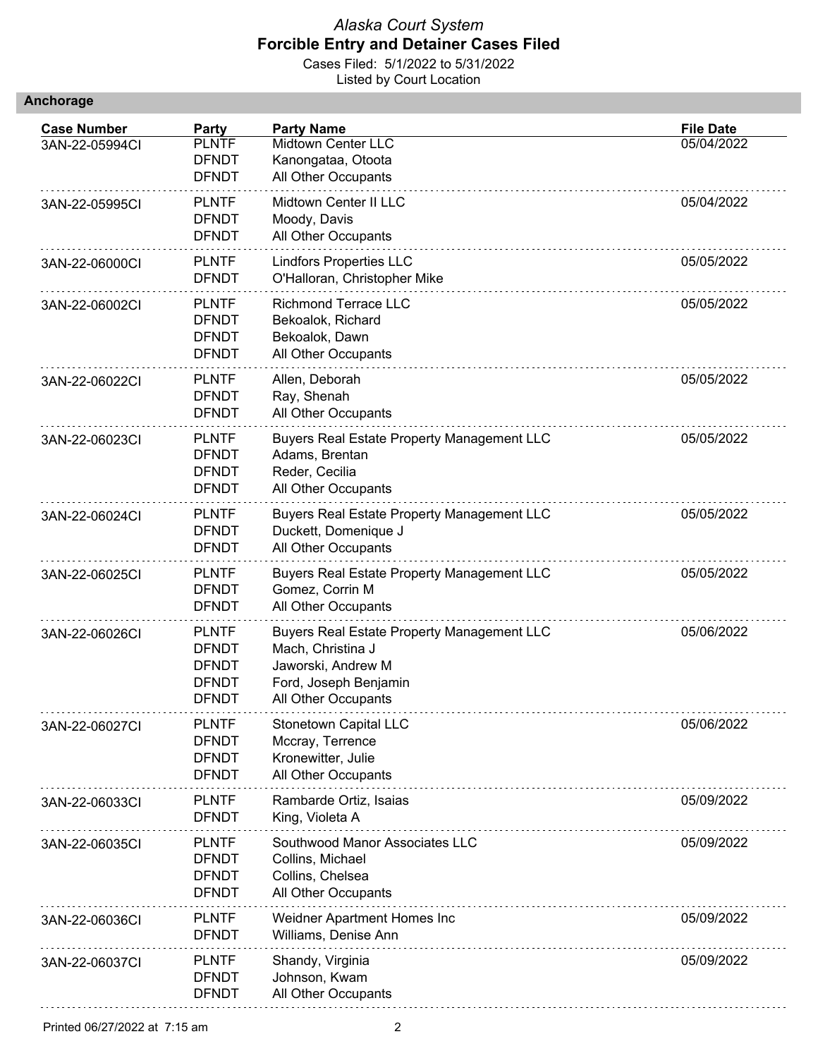*Alaska Court System*
**Forcible Entry and Detainer Cases Filed**
Cases Filed: 5/1/2022 to 5/31/2022
Listed by Court Location

## Anchorage

| Case Number | Party | Party Name | File Date |
|---|---|---|---|
| 3AN-22-05994CI | PLNTF | Midtown Center LLC | 05/04/2022 |
| | DFNDT | Kanongataa, Otoota | |
| | DFNDT | All Other Occupants | |
| 3AN-22-05995CI | PLNTF | Midtown Center II LLC | 05/04/2022 |
| | DFNDT | Moody, Davis | |
| | DFNDT | All Other Occupants | |
| 3AN-22-06000CI | PLNTF | Lindfors Properties LLC | 05/05/2022 |
| | DFNDT | O'Halloran, Christopher Mike | |
| 3AN-22-06002CI | PLNTF | Richmond Terrace LLC | 05/05/2022 |
| | DFNDT | Bekoalok, Richard | |
| | DFNDT | Bekoalok, Dawn | |
| | DFNDT | All Other Occupants | |
| 3AN-22-06022CI | PLNTF | Allen, Deborah | 05/05/2022 |
| | DFNDT | Ray, Shenah | |
| | DFNDT | All Other Occupants | |
| 3AN-22-06023CI | PLNTF | Buyers Real Estate Property Management LLC | 05/05/2022 |
| | DFNDT | Adams, Brentan | |
| | DFNDT | Reder, Cecilia | |
| | DFNDT | All Other Occupants | |
| 3AN-22-06024CI | PLNTF | Buyers Real Estate Property Management LLC | 05/05/2022 |
| | DFNDT | Duckett, Domenique J | |
| | DFNDT | All Other Occupants | |
| 3AN-22-06025CI | PLNTF | Buyers Real Estate Property Management LLC | 05/05/2022 |
| | DFNDT | Gomez, Corrin M | |
| | DFNDT | All Other Occupants | |
| 3AN-22-06026CI | PLNTF | Buyers Real Estate Property Management LLC | 05/06/2022 |
| | DFNDT | Mach, Christina J | |
| | DFNDT | Jaworski, Andrew M | |
| | DFNDT | Ford, Joseph Benjamin | |
| | DFNDT | All Other Occupants | |
| 3AN-22-06027CI | PLNTF | Stonetown Capital LLC | 05/06/2022 |
| | DFNDT | Mccray, Terrence | |
| | DFNDT | Kronewitter, Julie | |
| | DFNDT | All Other Occupants | |
| 3AN-22-06033CI | PLNTF | Rambarde Ortiz, Isaias | 05/09/2022 |
| | DFNDT | King, Violeta A | |
| 3AN-22-06035CI | PLNTF | Southwood Manor Associates LLC | 05/09/2022 |
| | DFNDT | Collins, Michael | |
| | DFNDT | Collins, Chelsea | |
| | DFNDT | All Other Occupants | |
| 3AN-22-06036CI | PLNTF | Weidner Apartment Homes Inc | 05/09/2022 |
| | DFNDT | Williams, Denise Ann | |
| 3AN-22-06037CI | PLNTF | Shandy, Virginia | 05/09/2022 |
| | DFNDT | Johnson, Kwam | |
| | DFNDT | All Other Occupants | |

Printed 06/27/2022 at 7:15 am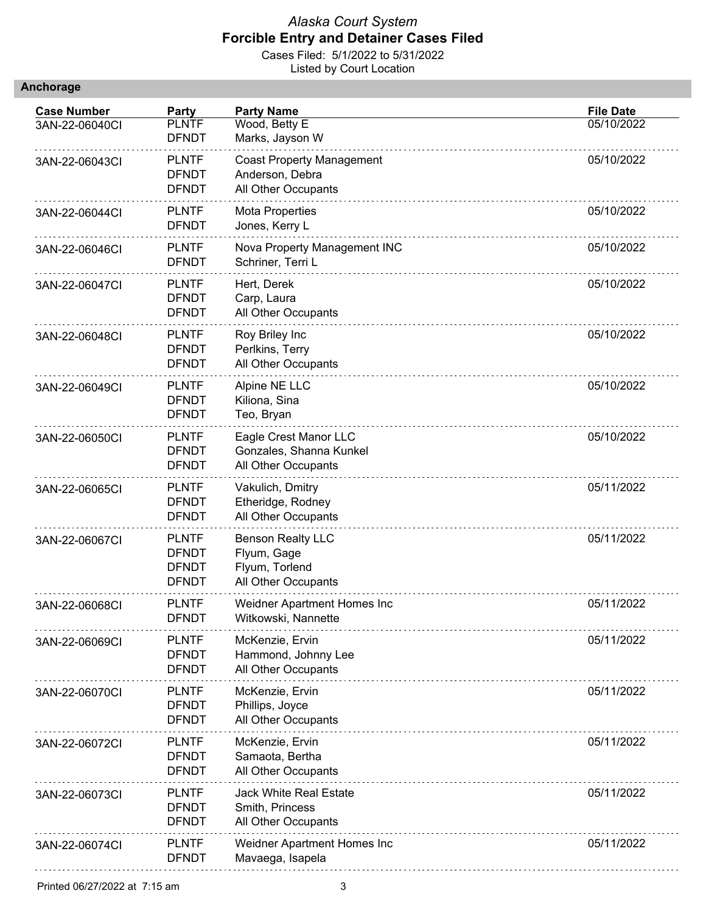*Alaska Court System*
**Forcible Entry and Detainer Cases Filed**
Cases Filed: 5/1/2022 to 5/31/2022
Listed by Court Location

## Anchorage

| Case Number | Party | Party Name | File Date |
|---|---|---|---|
| 3AN-22-06040CI | PLNTF | Wood, Betty E | 05/10/2022 |
| | DFNDT | Marks, Jayson W | |
| 3AN-22-06043CI | PLNTF | Coast Property Management | 05/10/2022 |
| | DFNDT | Anderson, Debra | |
| | DFNDT | All Other Occupants | |
| 3AN-22-06044CI | PLNTF | Mota Properties | 05/10/2022 |
| | DFNDT | Jones, Kerry L | |
| 3AN-22-06046CI | PLNTF | Nova Property Management INC | 05/10/2022 |
| | DFNDT | Schriner, Terri L | |
| 3AN-22-06047CI | PLNTF | Hert, Derek | 05/10/2022 |
| | DFNDT | Carp, Laura | |
| | DFNDT | All Other Occupants | |
| 3AN-22-06048CI | PLNTF | Roy Briley Inc | 05/10/2022 |
| | DFNDT | Perlkins, Terry | |
| | DFNDT | All Other Occupants | |
| 3AN-22-06049CI | PLNTF | Alpine NE LLC | 05/10/2022 |
| | DFNDT | Kiliona, Sina | |
| | DFNDT | Teo, Bryan | |
| 3AN-22-06050CI | PLNTF | Eagle Crest Manor LLC | 05/10/2022 |
| | DFNDT | Gonzales, Shanna Kunkel | |
| | DFNDT | All Other Occupants | |
| 3AN-22-06065CI | PLNTF | Vakulich, Dmitry | 05/11/2022 |
| | DFNDT | Etheridge, Rodney | |
| | DFNDT | All Other Occupants | |
| 3AN-22-06067CI | PLNTF | Benson Realty LLC | 05/11/2022 |
| | DFNDT | Flyum, Gage | |
| | DFNDT | Flyum, Torlend | |
| | DFNDT | All Other Occupants | |
| 3AN-22-06068CI | PLNTF | Weidner Apartment Homes Inc | 05/11/2022 |
| | DFNDT | Witkowski, Nannette | |
| 3AN-22-06069CI | PLNTF | McKenzie, Ervin | 05/11/2022 |
| | DFNDT | Hammond, Johnny Lee | |
| | DFNDT | All Other Occupants | |
| 3AN-22-06070CI | PLNTF | McKenzie, Ervin | 05/11/2022 |
| | DFNDT | Phillips, Joyce | |
| | DFNDT | All Other Occupants | |
| 3AN-22-06072CI | PLNTF | McKenzie, Ervin | 05/11/2022 |
| | DFNDT | Samaota, Bertha | |
| | DFNDT | All Other Occupants | |
| 3AN-22-06073CI | PLNTF | Jack White Real Estate | 05/11/2022 |
| | DFNDT | Smith, Princess | |
| | DFNDT | All Other Occupants | |
| 3AN-22-06074CI | PLNTF | Weidner Apartment Homes Inc | 05/11/2022 |
| | DFNDT | Mavaega, Isapela | |

Printed 06/27/2022 at 7:15 am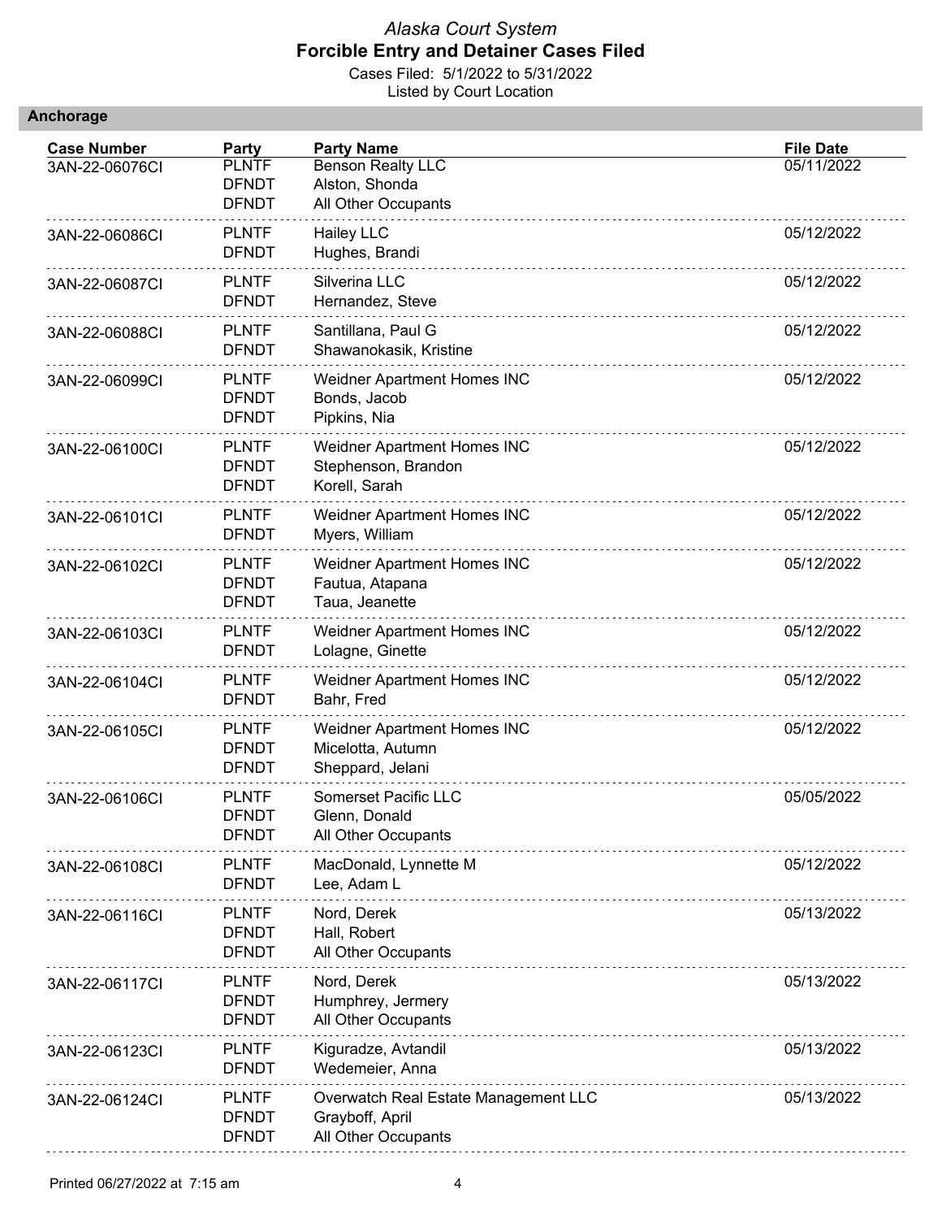*Alaska Court System*
**Forcible Entry and Detainer Cases Filed**
Cases Filed: 5/1/2022 to 5/31/2022
Listed by Court Location

## Anchorage

| Case Number | Party | Party Name | File Date |
|---|---|---|---|
| 3AN-22-06076CI | PLNTF | Benson Realty LLC | 05/11/2022 |
| | DFNDT | Alston, Shonda | |
| | DFNDT | All Other Occupants | |
| 3AN-22-06086CI | PLNTF | Hailey LLC | 05/12/2022 |
| | DFNDT | Hughes, Brandi | |
| 3AN-22-06087CI | PLNTF | Silverina LLC | 05/12/2022 |
| | DFNDT | Hernandez, Steve | |
| 3AN-22-06088CI | PLNTF | Santillana, Paul G | 05/12/2022 |
| | DFNDT | Shawanokasik, Kristine | |
| 3AN-22-06099CI | PLNTF | Weidner Apartment Homes INC | 05/12/2022 |
| | DFNDT | Bonds, Jacob | |
| | DFNDT | Pipkins, Nia | |
| 3AN-22-06100CI | PLNTF | Weidner Apartment Homes INC | 05/12/2022 |
| | DFNDT | Stephenson, Brandon | |
| | DFNDT | Korell, Sarah | |
| 3AN-22-06101CI | PLNTF | Weidner Apartment Homes INC | 05/12/2022 |
| | DFNDT | Myers, William | |
| 3AN-22-06102CI | PLNTF | Weidner Apartment Homes INC | 05/12/2022 |
| | DFNDT | Fautua, Atapana | |
| | DFNDT | Taua, Jeanette | |
| 3AN-22-06103CI | PLNTF | Weidner Apartment Homes INC | 05/12/2022 |
| | DFNDT | Lolagne, Ginette | |
| 3AN-22-06104CI | PLNTF | Weidner Apartment Homes INC | 05/12/2022 |
| | DFNDT | Bahr, Fred | |
| 3AN-22-06105CI | PLNTF | Weidner Apartment Homes INC | 05/12/2022 |
| | DFNDT | Micelotta, Autumn | |
| | DFNDT | Sheppard, Jelani | |
| 3AN-22-06106CI | PLNTF | Somerset Pacific LLC | 05/05/2022 |
| | DFNDT | Glenn, Donald | |
| | DFNDT | All Other Occupants | |
| 3AN-22-06108CI | PLNTF | MacDonald, Lynnette M | 05/12/2022 |
| | DFNDT | Lee, Adam L | |
| 3AN-22-06116CI | PLNTF | Nord, Derek | 05/13/2022 |
| | DFNDT | Hall, Robert | |
| | DFNDT | All Other Occupants | |
| 3AN-22-06117CI | PLNTF | Nord, Derek | 05/13/2022 |
| | DFNDT | Humphrey, Jermery | |
| | DFNDT | All Other Occupants | |
| 3AN-22-06123CI | PLNTF | Kiguradze, Avtandil | 05/13/2022 |
| | DFNDT | Wedemeier, Anna | |
| 3AN-22-06124CI | PLNTF | Overwatch Real Estate Management LLC | 05/13/2022 |
| | DFNDT | Grayboff, April | |
| | DFNDT | All Other Occupants | |

Printed 06/27/2022 at 7:15 am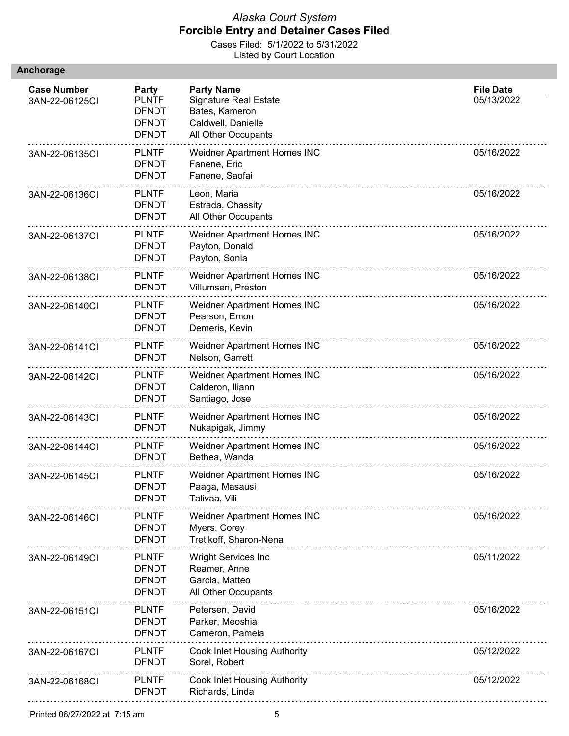*Alaska Court System*
**Forcible Entry and Detainer Cases Filed**
Cases Filed: 5/1/2022 to 5/31/2022
Listed by Court Location

## Anchorage

| Case Number | Party | Party Name | File Date |
|---|---|---|---|
| 3AN-22-06125CI | PLNTF | Signature Real Estate | 05/13/2022 |
| | DFNDT | Bates, Kameron | |
| | DFNDT | Caldwell, Danielle | |
| | DFNDT | All Other Occupants | |
| 3AN-22-06135CI | PLNTF | Weidner Apartment Homes INC | 05/16/2022 |
| | DFNDT | Fanene, Eric | |
| | DFNDT | Fanene, Saofai | |
| 3AN-22-06136CI | PLNTF | Leon, Maria | 05/16/2022 |
| | DFNDT | Estrada, Chassity | |
| | DFNDT | All Other Occupants | |
| 3AN-22-06137CI | PLNTF | Weidner Apartment Homes INC | 05/16/2022 |
| | DFNDT | Payton, Donald | |
| | DFNDT | Payton, Sonia | |
| 3AN-22-06138CI | PLNTF | Weidner Apartment Homes INC | 05/16/2022 |
| | DFNDT | Villumsen, Preston | |
| 3AN-22-06140CI | PLNTF | Weidner Apartment Homes INC | 05/16/2022 |
| | DFNDT | Pearson, Emon | |
| | DFNDT | Demeris, Kevin | |
| 3AN-22-06141CI | PLNTF | Weidner Apartment Homes INC | 05/16/2022 |
| | DFNDT | Nelson, Garrett | |
| 3AN-22-06142CI | PLNTF | Weidner Apartment Homes INC | 05/16/2022 |
| | DFNDT | Calderon, Iliann | |
| | DFNDT | Santiago, Jose | |
| 3AN-22-06143CI | PLNTF | Weidner Apartment Homes INC | 05/16/2022 |
| | DFNDT | Nukapigak, Jimmy | |
| 3AN-22-06144CI | PLNTF | Weidner Apartment Homes INC | 05/16/2022 |
| | DFNDT | Bethea, Wanda | |
| 3AN-22-06145CI | PLNTF | Weidner Apartment Homes INC | 05/16/2022 |
| | DFNDT | Paaga, Masausi | |
| | DFNDT | Talivaa, Vili | |
| 3AN-22-06146CI | PLNTF | Weidner Apartment Homes INC | 05/16/2022 |
| | DFNDT | Myers, Corey | |
| | DFNDT | Tretikoff, Sharon-Nena | |
| 3AN-22-06149CI | PLNTF | Wright Services Inc | 05/11/2022 |
| | DFNDT | Reamer, Anne | |
| | DFNDT | Garcia, Matteo | |
| | DFNDT | All Other Occupants | |
| 3AN-22-06151CI | PLNTF | Petersen, David | 05/16/2022 |
| | DFNDT | Parker, Meoshia | |
| | DFNDT | Cameron, Pamela | |
| 3AN-22-06167CI | PLNTF | Cook Inlet Housing Authority | 05/12/2022 |
| | DFNDT | Sorel, Robert | |
| 3AN-22-06168CI | PLNTF | Cook Inlet Housing Authority | 05/12/2022 |
| | DFNDT | Richards, Linda | |

Printed 06/27/2022 at 7:15 am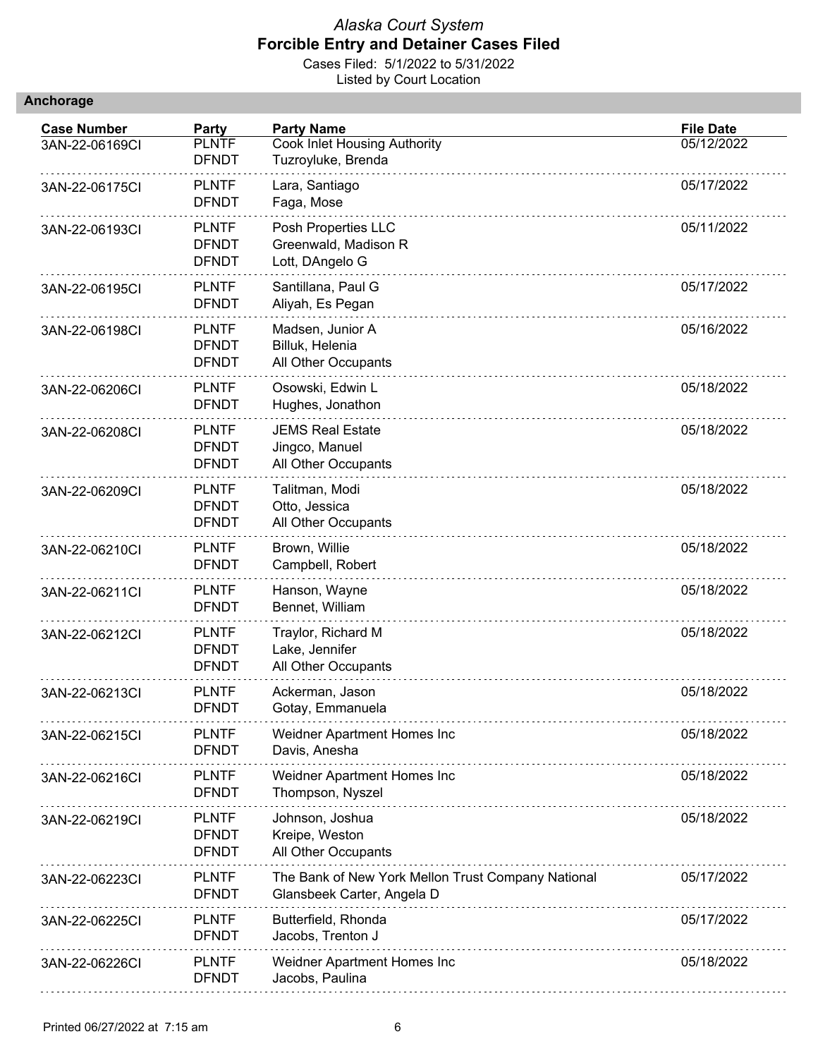# *Alaska Court System*
## Forcible Entry and Detainer Cases Filed

Cases Filed: 5/1/2022 to 5/31/2022
Listed by Court Location

### Anchorage

| Case Number | Party | Party Name | File Date |
|---|---|---|---|
| 3AN-22-06169CI | PLNTF | Cook Inlet Housing Authority | 05/12/2022 |
| | DFNDT | Tuzroyluke, Brenda | |
| 3AN-22-06175CI | PLNTF | Lara, Santiago | 05/17/2022 |
| | DFNDT | Faga, Mose | |
| 3AN-22-06193CI | PLNTF | Posh Properties LLC | 05/11/2022 |
| | DFNDT | Greenwald, Madison R | |
| | DFNDT | Lott, DAngelo G | |
| 3AN-22-06195CI | PLNTF | Santillana, Paul G | 05/17/2022 |
| | DFNDT | Aliyah, Es Pegan | |
| 3AN-22-06198CI | PLNTF | Madsen, Junior A | 05/16/2022 |
| | DFNDT | Billuk, Helenia | |
| | DFNDT | All Other Occupants | |
| 3AN-22-06206CI | PLNTF | Osowski, Edwin L | 05/18/2022 |
| | DFNDT | Hughes, Jonathon | |
| 3AN-22-06208CI | PLNTF | JEMS Real Estate | 05/18/2022 |
| | DFNDT | Jingco, Manuel | |
| | DFNDT | All Other Occupants | |
| 3AN-22-06209CI | PLNTF | Talitman, Modi | 05/18/2022 |
| | DFNDT | Otto, Jessica | |
| | DFNDT | All Other Occupants | |
| 3AN-22-06210CI | PLNTF | Brown, Willie | 05/18/2022 |
| | DFNDT | Campbell, Robert | |
| 3AN-22-06211CI | PLNTF | Hanson, Wayne | 05/18/2022 |
| | DFNDT | Bennet, William | |
| 3AN-22-06212CI | PLNTF | Traylor, Richard M | 05/18/2022 |
| | DFNDT | Lake, Jennifer | |
| | DFNDT | All Other Occupants | |
| 3AN-22-06213CI | PLNTF | Ackerman, Jason | 05/18/2022 |
| | DFNDT | Gotay, Emmanuela | |
| 3AN-22-06215CI | PLNTF | Weidner Apartment Homes Inc | 05/18/2022 |
| | DFNDT | Davis, Anesha | |
| 3AN-22-06216CI | PLNTF | Weidner Apartment Homes Inc | 05/18/2022 |
| | DFNDT | Thompson, Nyszel | |
| 3AN-22-06219CI | PLNTF | Johnson, Joshua | 05/18/2022 |
| | DFNDT | Kreipe, Weston | |
| | DFNDT | All Other Occupants | |
| 3AN-22-06223CI | PLNTF | The Bank of New York Mellon Trust Company National | 05/17/2022 |
| | DFNDT | Glansbeek Carter, Angela D | |
| 3AN-22-06225CI | PLNTF | Butterfield, Rhonda | 05/17/2022 |
| | DFNDT | Jacobs, Trenton J | |
| 3AN-22-06226CI | PLNTF | Weidner Apartment Homes Inc | 05/18/2022 |
| | DFNDT | Jacobs, Paulina | |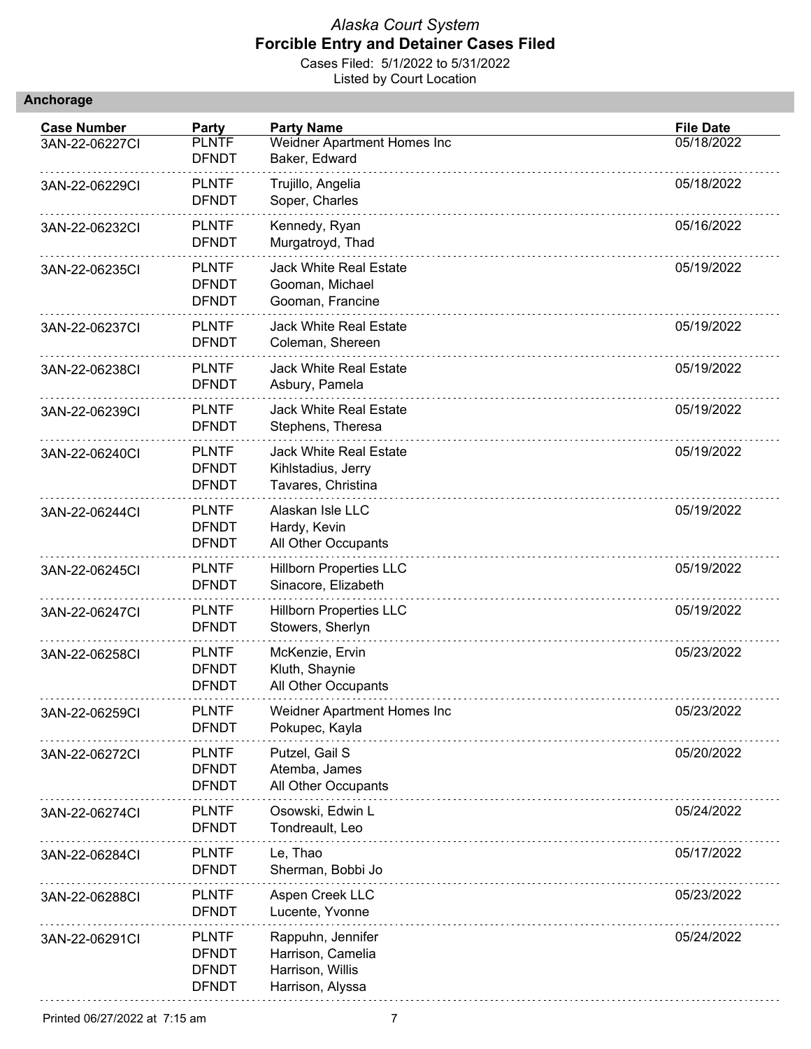*Alaska Court System*
**Forcible Entry and Detainer Cases Filed**
Cases Filed: 5/1/2022 to 5/31/2022
Listed by Court Location

## Anchorage

| Case Number | Party | Party Name | File Date |
|---|---|---|---|
| 3AN-22-06227CI | PLNTF | Weidner Apartment Homes Inc | 05/18/2022 |
| | DFNDT | Baker, Edward | |
| 3AN-22-06229CI | PLNTF | Trujillo, Angelia | 05/18/2022 |
| | DFNDT | Soper, Charles | |
| 3AN-22-06232CI | PLNTF | Kennedy, Ryan | 05/16/2022 |
| | DFNDT | Murgatroyd, Thad | |
| 3AN-22-06235CI | PLNTF | Jack White Real Estate | 05/19/2022 |
| | DFNDT | Gooman, Michael | |
| | DFNDT | Gooman, Francine | |
| 3AN-22-06237CI | PLNTF | Jack White Real Estate | 05/19/2022 |
| | DFNDT | Coleman, Shereen | |
| 3AN-22-06238CI | PLNTF | Jack White Real Estate | 05/19/2022 |
| | DFNDT | Asbury, Pamela | |
| 3AN-22-06239CI | PLNTF | Jack White Real Estate | 05/19/2022 |
| | DFNDT | Stephens, Theresa | |
| 3AN-22-06240CI | PLNTF | Jack White Real Estate | 05/19/2022 |
| | DFNDT | Kihlstadius, Jerry | |
| | DFNDT | Tavares, Christina | |
| 3AN-22-06244CI | PLNTF | Alaskan Isle LLC | 05/19/2022 |
| | DFNDT | Hardy, Kevin | |
| | DFNDT | All Other Occupants | |
| 3AN-22-06245CI | PLNTF | Hillborn Properties LLC | 05/19/2022 |
| | DFNDT | Sinacore, Elizabeth | |
| 3AN-22-06247CI | PLNTF | Hillborn Properties LLC | 05/19/2022 |
| | DFNDT | Stowers, Sherlyn | |
| 3AN-22-06258CI | PLNTF | McKenzie, Ervin | 05/23/2022 |
| | DFNDT | Kluth, Shaynie | |
| | DFNDT | All Other Occupants | |
| 3AN-22-06259CI | PLNTF | Weidner Apartment Homes Inc | 05/23/2022 |
| | DFNDT | Pokupec, Kayla | |
| 3AN-22-06272CI | PLNTF | Putzel, Gail S | 05/20/2022 |
| | DFNDT | Atemba, James | |
| | DFNDT | All Other Occupants | |
| 3AN-22-06274CI | PLNTF | Osowski, Edwin L | 05/24/2022 |
| | DFNDT | Tondreault, Leo | |
| 3AN-22-06284CI | PLNTF | Le, Thao | 05/17/2022 |
| | DFNDT | Sherman, Bobbi Jo | |
| 3AN-22-06288CI | PLNTF | Aspen Creek LLC | 05/23/2022 |
| | DFNDT | Lucente, Yvonne | |
| 3AN-22-06291CI | PLNTF | Rappuhn, Jennifer | 05/24/2022 |
| | DFNDT | Harrison, Camelia | |
| | DFNDT | Harrison, Willis | |
| | DFNDT | Harrison, Alyssa | |

Printed 06/27/2022 at 7:15 am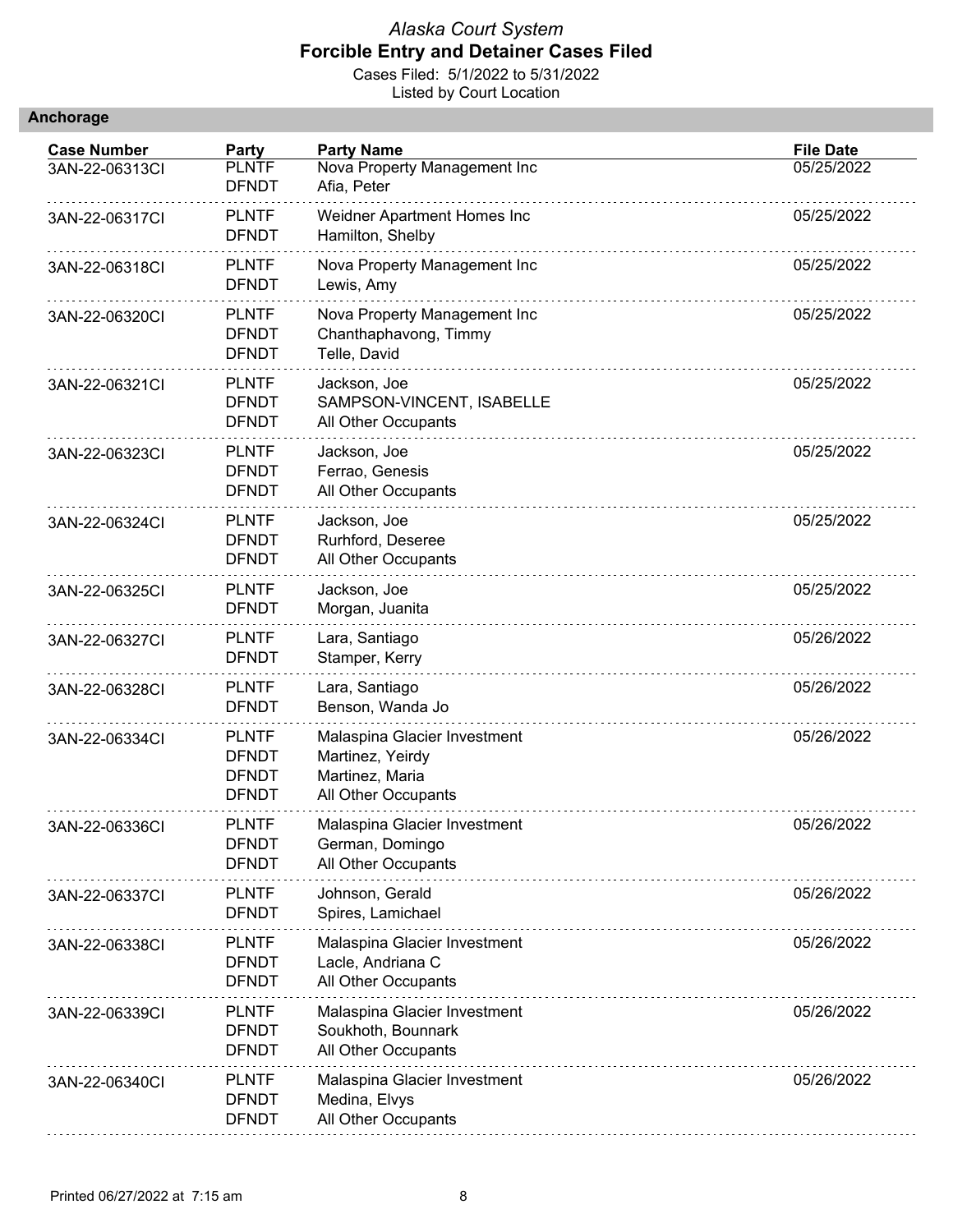*Alaska Court System*
**Forcible Entry and Detainer Cases Filed**
Cases Filed: 5/1/2022 to 5/31/2022
Listed by Court Location

## Anchorage

| Case Number | Party | Party Name | File Date |
|---|---|---|---|
| 3AN-22-06313CI | PLNTF | Nova Property Management Inc | 05/25/2022 |
| | DFNDT | Afia, Peter | |
| 3AN-22-06317CI | PLNTF | Weidner Apartment Homes Inc | 05/25/2022 |
| | DFNDT | Hamilton, Shelby | |
| 3AN-22-06318CI | PLNTF | Nova Property Management Inc | 05/25/2022 |
| | DFNDT | Lewis, Amy | |
| 3AN-22-06320CI | PLNTF | Nova Property Management Inc | 05/25/2022 |
| | DFNDT | Chanthaphavong, Timmy | |
| | DFNDT | Telle, David | |
| 3AN-22-06321CI | PLNTF | Jackson, Joe | 05/25/2022 |
| | DFNDT | SAMPSON-VINCENT, ISABELLE | |
| | DFNDT | All Other Occupants | |
| 3AN-22-06323CI | PLNTF | Jackson, Joe | 05/25/2022 |
| | DFNDT | Ferrao, Genesis | |
| | DFNDT | All Other Occupants | |
| 3AN-22-06324CI | PLNTF | Jackson, Joe | 05/25/2022 |
| | DFNDT | Rurhford, Deseree | |
| | DFNDT | All Other Occupants | |
| 3AN-22-06325CI | PLNTF | Jackson, Joe | 05/25/2022 |
| | DFNDT | Morgan, Juanita | |
| 3AN-22-06327CI | PLNTF | Lara, Santiago | 05/26/2022 |
| | DFNDT | Stamper, Kerry | |
| 3AN-22-06328CI | PLNTF | Lara, Santiago | 05/26/2022 |
| | DFNDT | Benson, Wanda Jo | |
| 3AN-22-06334CI | PLNTF | Malaspina Glacier Investment | 05/26/2022 |
| | DFNDT | Martinez, Yeirdy | |
| | DFNDT | Martinez, Maria | |
| | DFNDT | All Other Occupants | |
| 3AN-22-06336CI | PLNTF | Malaspina Glacier Investment | 05/26/2022 |
| | DFNDT | German, Domingo | |
| | DFNDT | All Other Occupants | |
| 3AN-22-06337CI | PLNTF | Johnson, Gerald | 05/26/2022 |
| | DFNDT | Spires, Lamichael | |
| 3AN-22-06338CI | PLNTF | Malaspina Glacier Investment | 05/26/2022 |
| | DFNDT | Lacle, Andriana C | |
| | DFNDT | All Other Occupants | |
| 3AN-22-06339CI | PLNTF | Malaspina Glacier Investment | 05/26/2022 |
| | DFNDT | Soukhoth, Bounnark | |
| | DFNDT | All Other Occupants | |
| 3AN-22-06340CI | PLNTF | Malaspina Glacier Investment | 05/26/2022 |
| | DFNDT | Medina, Elvys | |
| | DFNDT | All Other Occupants | |

Printed 06/27/2022 at 7:15 am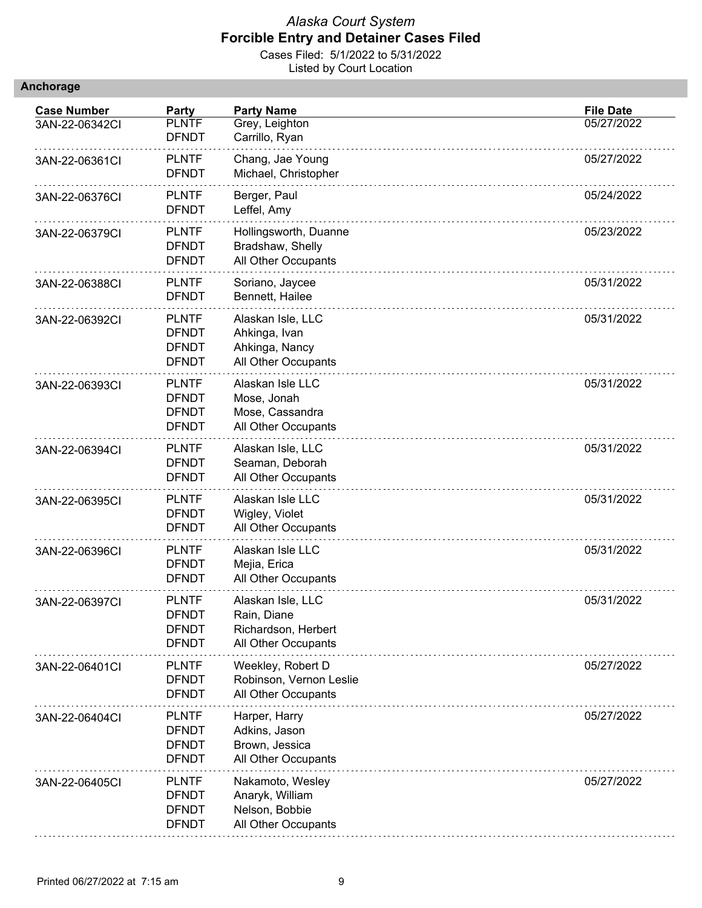*Alaska Court System*
**Forcible Entry and Detainer Cases Filed**
Cases Filed: 5/1/2022 to 5/31/2022
Listed by Court Location

## Anchorage

| Case Number | Party | Party Name | File Date |
|---|---|---|---|
| 3AN-22-06342CI | PLNTF | Grey, Leighton | 05/27/2022 |
| | DFNDT | Carrillo, Ryan | |
| 3AN-22-06361CI | PLNTF | Chang, Jae Young | 05/27/2022 |
| | DFNDT | Michael, Christopher | |
| 3AN-22-06376CI | PLNTF | Berger, Paul | 05/24/2022 |
| | DFNDT | Leffel, Amy | |
| 3AN-22-06379CI | PLNTF | Hollingsworth, Duanne | 05/23/2022 |
| | DFNDT | Bradshaw, Shelly | |
| | DFNDT | All Other Occupants | |
| 3AN-22-06388CI | PLNTF | Soriano, Jaycee | 05/31/2022 |
| | DFNDT | Bennett, Hailee | |
| 3AN-22-06392CI | PLNTF | Alaskan Isle, LLC | 05/31/2022 |
| | DFNDT | Ahkinga, Ivan | |
| | DFNDT | Ahkinga, Nancy | |
| | DFNDT | All Other Occupants | |
| 3AN-22-06393CI | PLNTF | Alaskan Isle LLC | 05/31/2022 |
| | DFNDT | Mose, Jonah | |
| | DFNDT | Mose, Cassandra | |
| | DFNDT | All Other Occupants | |
| 3AN-22-06394CI | PLNTF | Alaskan Isle, LLC | 05/31/2022 |
| | DFNDT | Seaman, Deborah | |
| | DFNDT | All Other Occupants | |
| 3AN-22-06395CI | PLNTF | Alaskan Isle LLC | 05/31/2022 |
| | DFNDT | Wigley, Violet | |
| | DFNDT | All Other Occupants | |
| 3AN-22-06396CI | PLNTF | Alaskan Isle LLC | 05/31/2022 |
| | DFNDT | Mejia, Erica | |
| | DFNDT | All Other Occupants | |
| 3AN-22-06397CI | PLNTF | Alaskan Isle, LLC | 05/31/2022 |
| | DFNDT | Rain, Diane | |
| | DFNDT | Richardson, Herbert | |
| | DFNDT | All Other Occupants | |
| 3AN-22-06401CI | PLNTF | Weekley, Robert D | 05/27/2022 |
| | DFNDT | Robinson, Vernon Leslie | |
| | DFNDT | All Other Occupants | |
| 3AN-22-06404CI | PLNTF | Harper, Harry | 05/27/2022 |
| | DFNDT | Adkins, Jason | |
| | DFNDT | Brown, Jessica | |
| | DFNDT | All Other Occupants | |
| 3AN-22-06405CI | PLNTF | Nakamoto, Wesley | 05/27/2022 |
| | DFNDT | Anaryk, William | |
| | DFNDT | Nelson, Bobbie | |
| | DFNDT | All Other Occupants | |

Printed 06/27/2022 at 7:15 am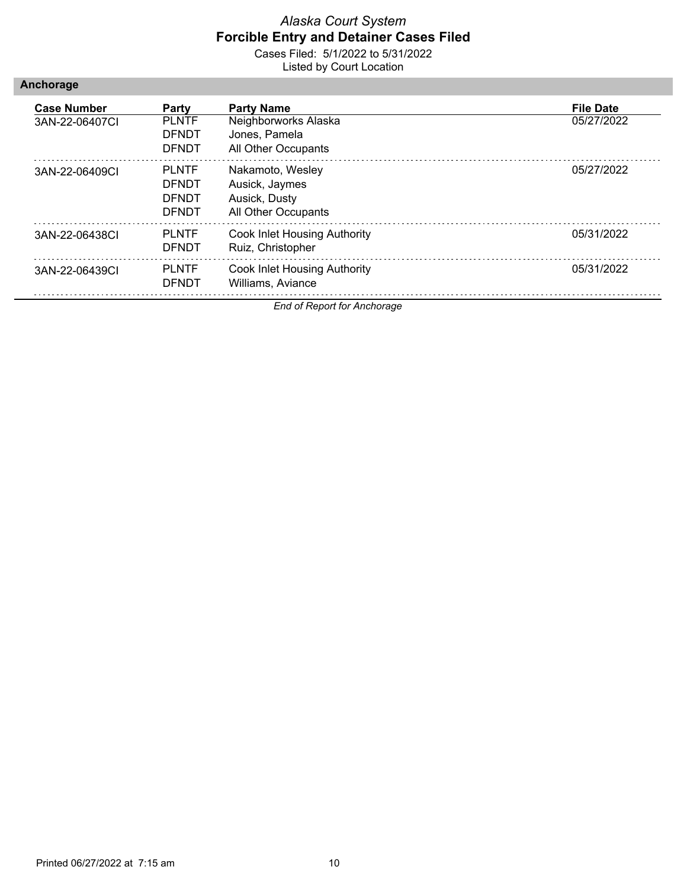*Alaska Court System*
**Forcible Entry and Detainer Cases Filed**
Cases Filed: 5/1/2022 to 5/31/2022
Listed by Court Location

## Anchorage

| Case Number | Party | Party Name | File Date |
|---|---|---|---|
| 3AN-22-06407CI | PLNTF | Neighborworks Alaska | 05/27/2022 |
| | DFNDT | Jones, Pamela | |
| | DFNDT | All Other Occupants | |
| 3AN-22-06409CI | PLNTF | Nakamoto, Wesley | 05/27/2022 |
| | DFNDT | Ausick, Jaymes | |
| | DFNDT | Ausick, Dusty | |
| | DFNDT | All Other Occupants | |
| 3AN-22-06438CI | PLNTF | Cook Inlet Housing Authority | 05/31/2022 |
| | DFNDT | Ruiz, Christopher | |
| 3AN-22-06439CI | PLNTF | Cook Inlet Housing Authority | 05/31/2022 |
| | DFNDT | Williams, Aviance | |

*End of Report for Anchorage*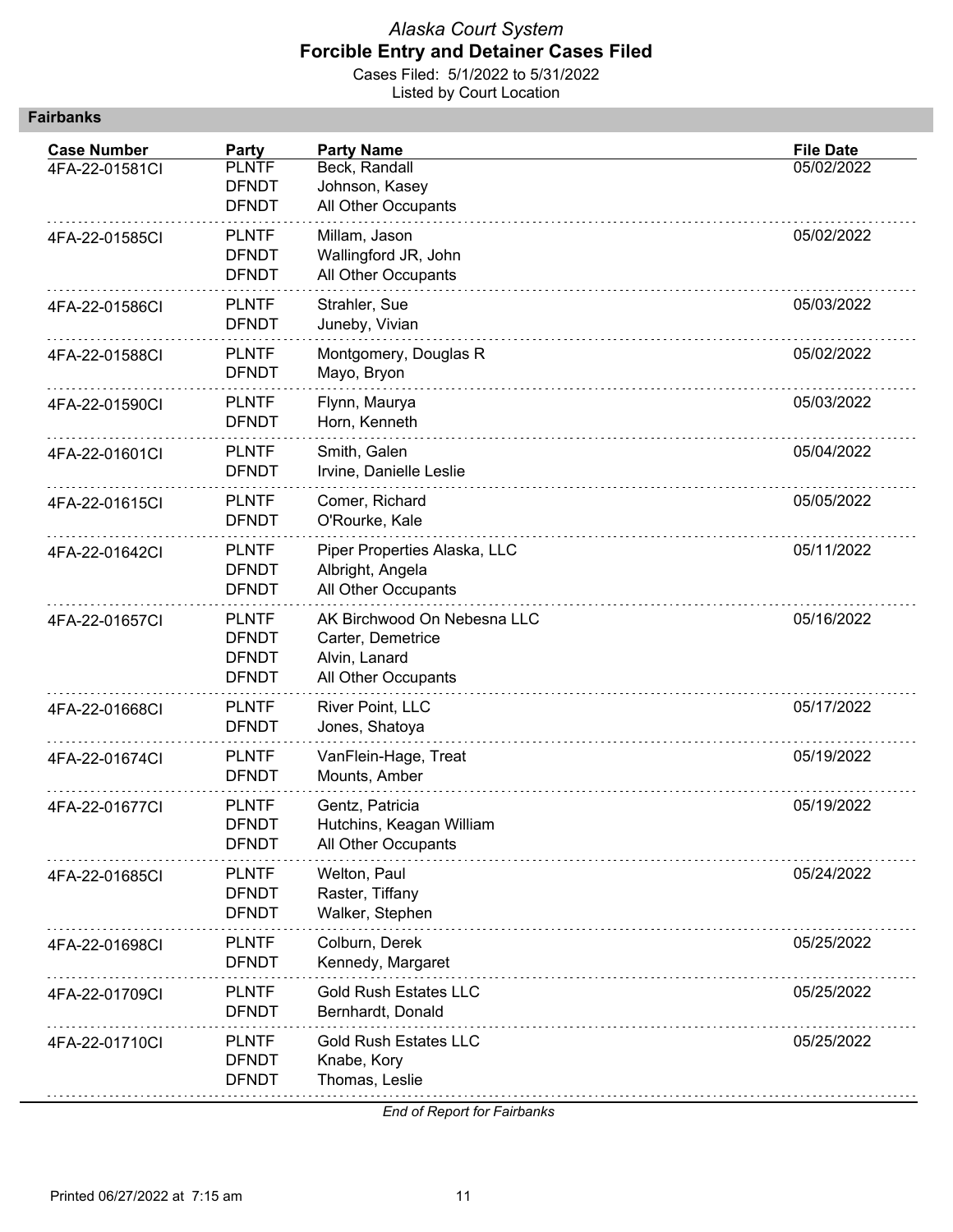# Alaska Court System
## Forcible Entry and Detainer Cases Filed

Cases Filed: 5/1/2022 to 5/31/2022
Listed by Court Location

### Fairbanks

| Case Number | Party | Party Name | File Date |
|---|---|---|---|
| 4FA-22-01581CI | PLNTF | Beck, Randall | 05/02/2022 |
| | DFNDT | Johnson, Kasey | |
| | DFNDT | All Other Occupants | |
| 4FA-22-01585CI | PLNTF | Millam, Jason | 05/02/2022 |
| | DFNDT | Wallingford JR, John | |
| | DFNDT | All Other Occupants | |
| 4FA-22-01586CI | PLNTF | Strahler, Sue | 05/03/2022 |
| | DFNDT | Juneby, Vivian | |
| 4FA-22-01588CI | PLNTF | Montgomery, Douglas R | 05/02/2022 |
| | DFNDT | Mayo, Bryon | |
| 4FA-22-01590CI | PLNTF | Flynn, Maurya | 05/03/2022 |
| | DFNDT | Horn, Kenneth | |
| 4FA-22-01601CI | PLNTF | Smith, Galen | 05/04/2022 |
| | DFNDT | Irvine, Danielle Leslie | |
| 4FA-22-01615CI | PLNTF | Comer, Richard | 05/05/2022 |
| | DFNDT | O'Rourke, Kale | |
| 4FA-22-01642CI | PLNTF | Piper Properties Alaska, LLC | 05/11/2022 |
| | DFNDT | Albright, Angela | |
| | DFNDT | All Other Occupants | |
| 4FA-22-01657CI | PLNTF | AK Birchwood On Nebesna LLC | 05/16/2022 |
| | DFNDT | Carter, Demetrice | |
| | DFNDT | Alvin, Lanard | |
| | DFNDT | All Other Occupants | |
| 4FA-22-01668CI | PLNTF | River Point, LLC | 05/17/2022 |
| | DFNDT | Jones, Shatoya | |
| 4FA-22-01674CI | PLNTF | VanFlein-Hage, Treat | 05/19/2022 |
| | DFNDT | Mounts, Amber | |
| 4FA-22-01677CI | PLNTF | Gentz, Patricia | 05/19/2022 |
| | DFNDT | Hutchins, Keagan William | |
| | DFNDT | All Other Occupants | |
| 4FA-22-01685CI | PLNTF | Welton, Paul | 05/24/2022 |
| | DFNDT | Raster, Tiffany | |
| | DFNDT | Walker, Stephen | |
| 4FA-22-01698CI | PLNTF | Colburn, Derek | 05/25/2022 |
| | DFNDT | Kennedy, Margaret | |
| 4FA-22-01709CI | PLNTF | Gold Rush Estates LLC | 05/25/2022 |
| | DFNDT | Bernhardt, Donald | |
| 4FA-22-01710CI | PLNTF | Gold Rush Estates LLC | 05/25/2022 |
| | DFNDT | Knabe, Kory | |
| | DFNDT | Thomas, Leslie | |

*End of Report for Fairbanks*

Printed 06/27/2022 at 7:15 am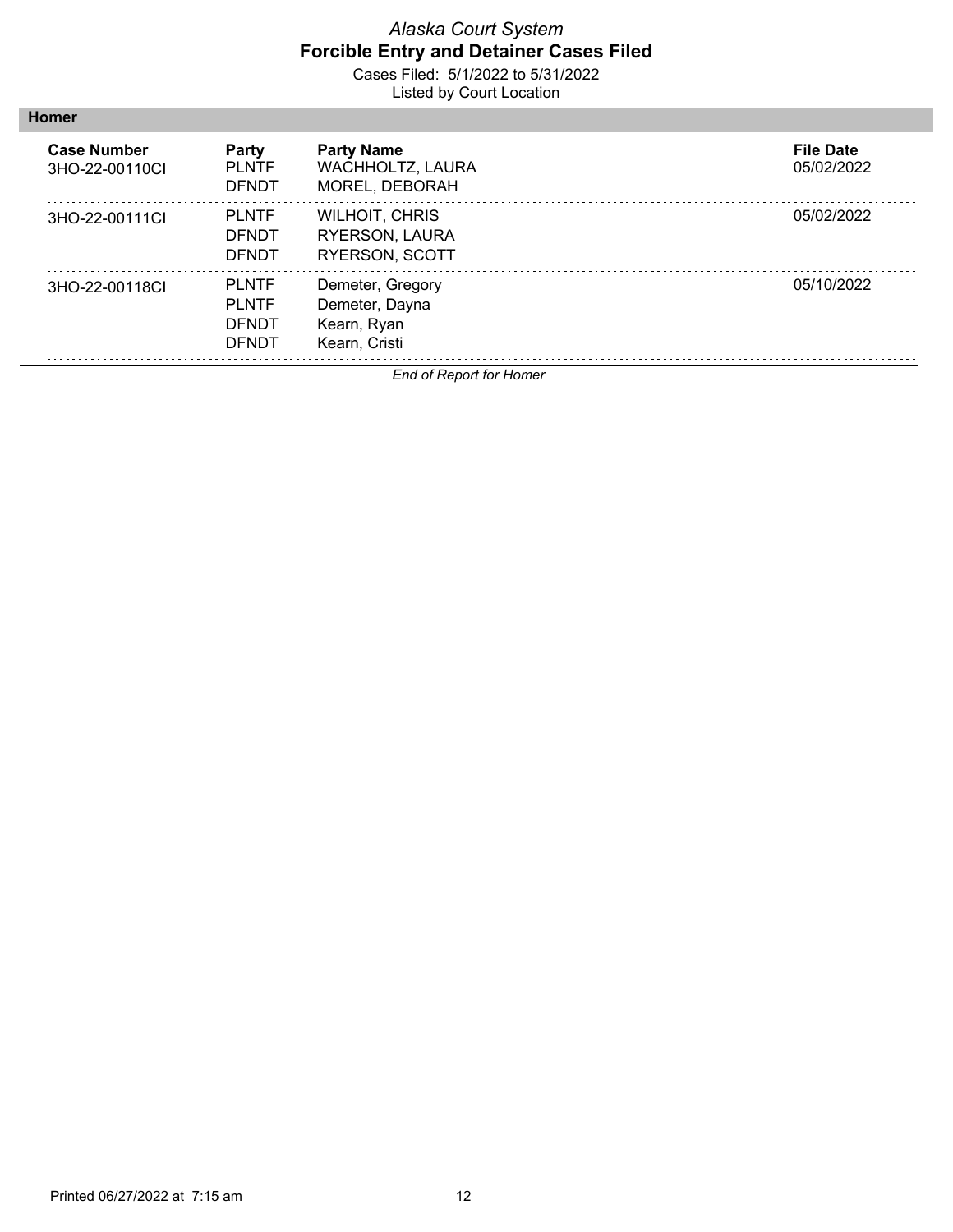*Alaska Court System*

**Forcible Entry and Detainer Cases Filed**

Cases Filed: 5/1/2022 to 5/31/2022

Listed by Court Location

## Homer

| Case Number | Party | Party Name | File Date |
|---|---|---|---|
| 3HO-22-00110CI | PLNTF | WACHHOLTZ, LAURA | 05/02/2022 |
| | DFNDT | MOREL, DEBORAH | |
| 3HO-22-00111CI | PLNTF | WILHOIT, CHRIS | 05/02/2022 |
| | DFNDT | RYERSON, LAURA | |
| | DFNDT | RYERSON, SCOTT | |
| 3HO-22-00118CI | PLNTF | Demeter, Gregory | 05/10/2022 |
| | PLNTF | Demeter, Dayna | |
| | DFNDT | Kearn, Ryan | |
| | DFNDT | Kearn, Cristi | |

*End of Report for Homer*

Printed 06/27/2022 at 7:15 am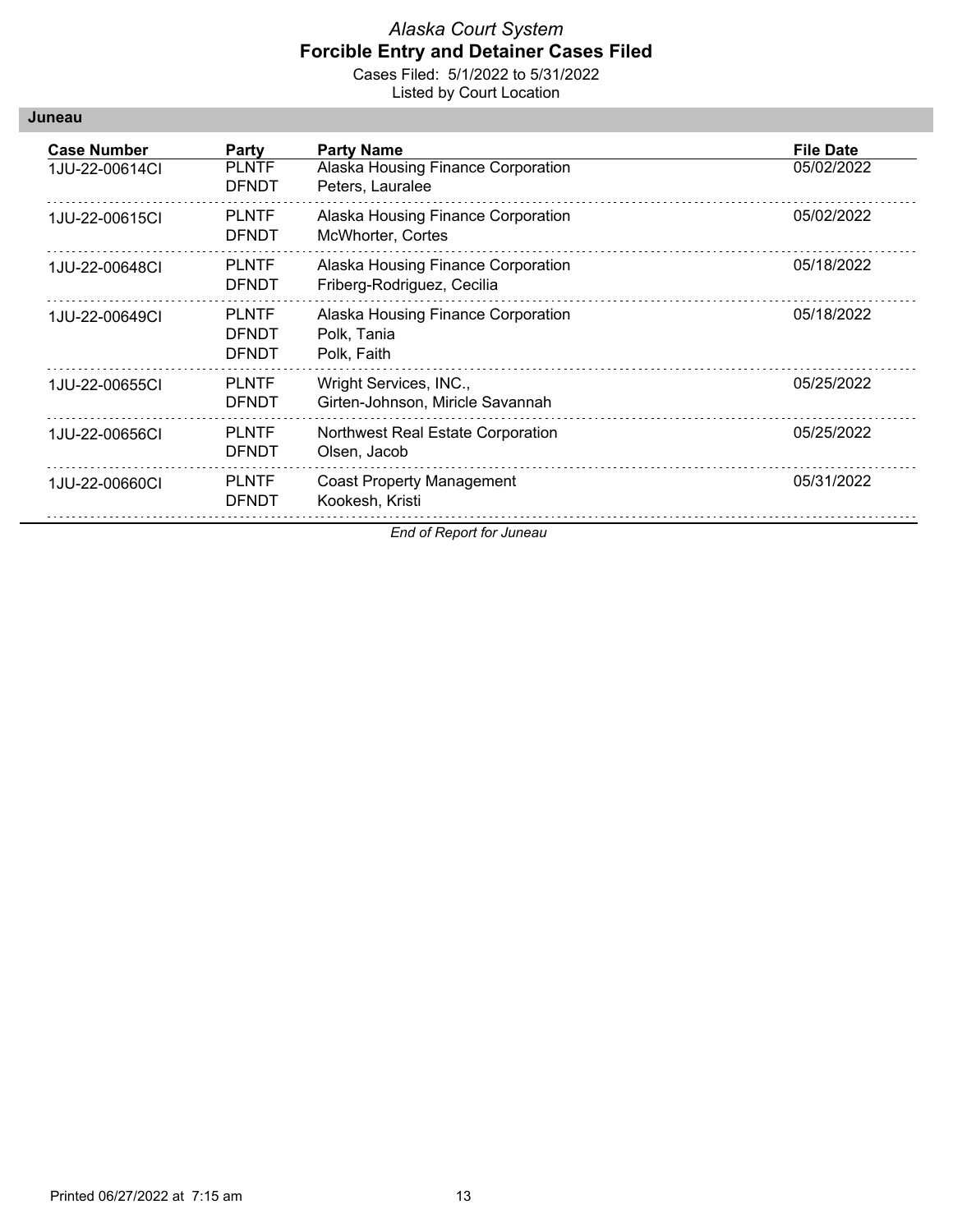*Alaska Court System*

**Forcible Entry and Detainer Cases Filed**

Cases Filed: 5/1/2022 to 5/31/2022

Listed by Court Location

## Juneau

| Case Number | Party | Party Name | File Date |
|---|---|---|---|
| 1JU-22-00614CI | PLNTF | Alaska Housing Finance Corporation | 05/02/2022 |
| | DFNDT | Peters, Lauralee | |
| 1JU-22-00615CI | PLNTF | Alaska Housing Finance Corporation | 05/02/2022 |
| | DFNDT | McWhorter, Cortes | |
| 1JU-22-00648CI | PLNTF | Alaska Housing Finance Corporation | 05/18/2022 |
| | DFNDT | Friberg-Rodriguez, Cecilia | |
| 1JU-22-00649CI | PLNTF | Alaska Housing Finance Corporation | 05/18/2022 |
| | DFNDT | Polk, Tania | |
| | DFNDT | Polk, Faith | |
| 1JU-22-00655CI | PLNTF | Wright Services, INC., | 05/25/2022 |
| | DFNDT | Girten-Johnson, Miricle Savannah | |
| 1JU-22-00656CI | PLNTF | Northwest Real Estate Corporation | 05/25/2022 |
| | DFNDT | Olsen, Jacob | |
| 1JU-22-00660CI | PLNTF | Coast Property Management | 05/31/2022 |
| | DFNDT | Kookesh, Kristi | |

*End of Report for Juneau*

Printed 06/27/2022 at 7:15 am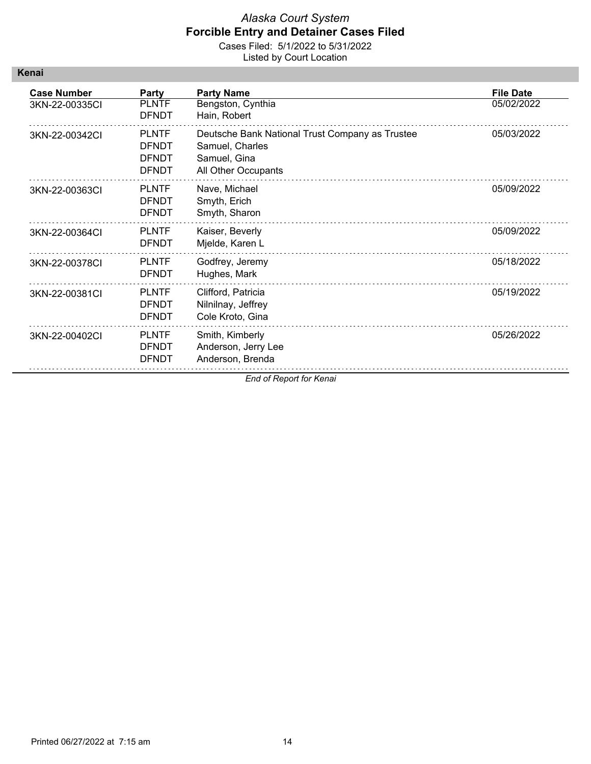*Alaska Court System*
**Forcible Entry and Detainer Cases Filed**
Cases Filed: 5/1/2022 to 5/31/2022
Listed by Court Location

## Kenai

| Case Number | Party | Party Name | File Date |
|---|---|---|---|
| 3KN-22-00335CI | PLNTF | Bengston, Cynthia | 05/02/2022 |
| | DFNDT | Hain, Robert | |
| 3KN-22-00342CI | PLNTF | Deutsche Bank National Trust Company as Trustee | 05/03/2022 |
| | DFNDT | Samuel, Charles | |
| | DFNDT | Samuel, Gina | |
| | DFNDT | All Other Occupants | |
| 3KN-22-00363CI | PLNTF | Nave, Michael | 05/09/2022 |
| | DFNDT | Smyth, Erich | |
| | DFNDT | Smyth, Sharon | |
| 3KN-22-00364CI | PLNTF | Kaiser, Beverly | 05/09/2022 |
| | DFNDT | Mjelde, Karen L | |
| 3KN-22-00378CI | PLNTF | Godfrey, Jeremy | 05/18/2022 |
| | DFNDT | Hughes, Mark | |
| 3KN-22-00381CI | PLNTF | Clifford, Patricia | 05/19/2022 |
| | DFNDT | Nilnilnay, Jeffrey | |
| | DFNDT | Cole Kroto, Gina | |
| 3KN-22-00402CI | PLNTF | Smith, Kimberly | 05/26/2022 |
| | DFNDT | Anderson, Jerry Lee | |
| | DFNDT | Anderson, Brenda | |

*End of Report for Kenai*

Printed 06/27/2022 at 7:15 am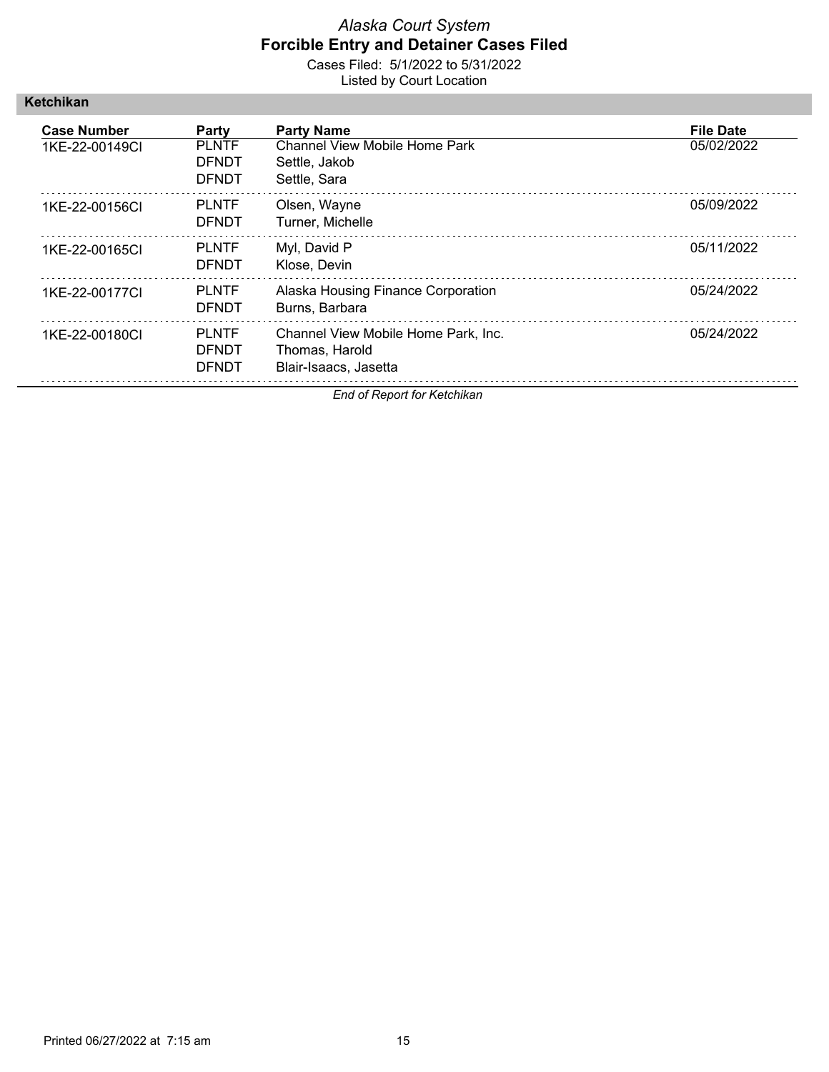*Alaska Court System*

**Forcible Entry and Detainer Cases Filed**

Cases Filed: 5/1/2022 to 5/31/2022

Listed by Court Location

## Ketchikan

| Case Number | Party | Party Name | File Date |
|---|---|---|---|
| 1KE-22-00149CI | PLNTF | Channel View Mobile Home Park | 05/02/2022 |
| | DFNDT | Settle, Jakob | |
| | DFNDT | Settle, Sara | |
| 1KE-22-00156CI | PLNTF | Olsen, Wayne | 05/09/2022 |
| | DFNDT | Turner, Michelle | |
| 1KE-22-00165CI | PLNTF | Myl, David P | 05/11/2022 |
| | DFNDT | Klose, Devin | |
| 1KE-22-00177CI | PLNTF | Alaska Housing Finance Corporation | 05/24/2022 |
| | DFNDT | Burns, Barbara | |
| 1KE-22-00180CI | PLNTF | Channel View Mobile Home Park, Inc. | 05/24/2022 |
| | DFNDT | Thomas, Harold | |
| | DFNDT | Blair-Isaacs, Jasetta | |

*End of Report for Ketchikan*

Printed 06/27/2022 at 7:15 am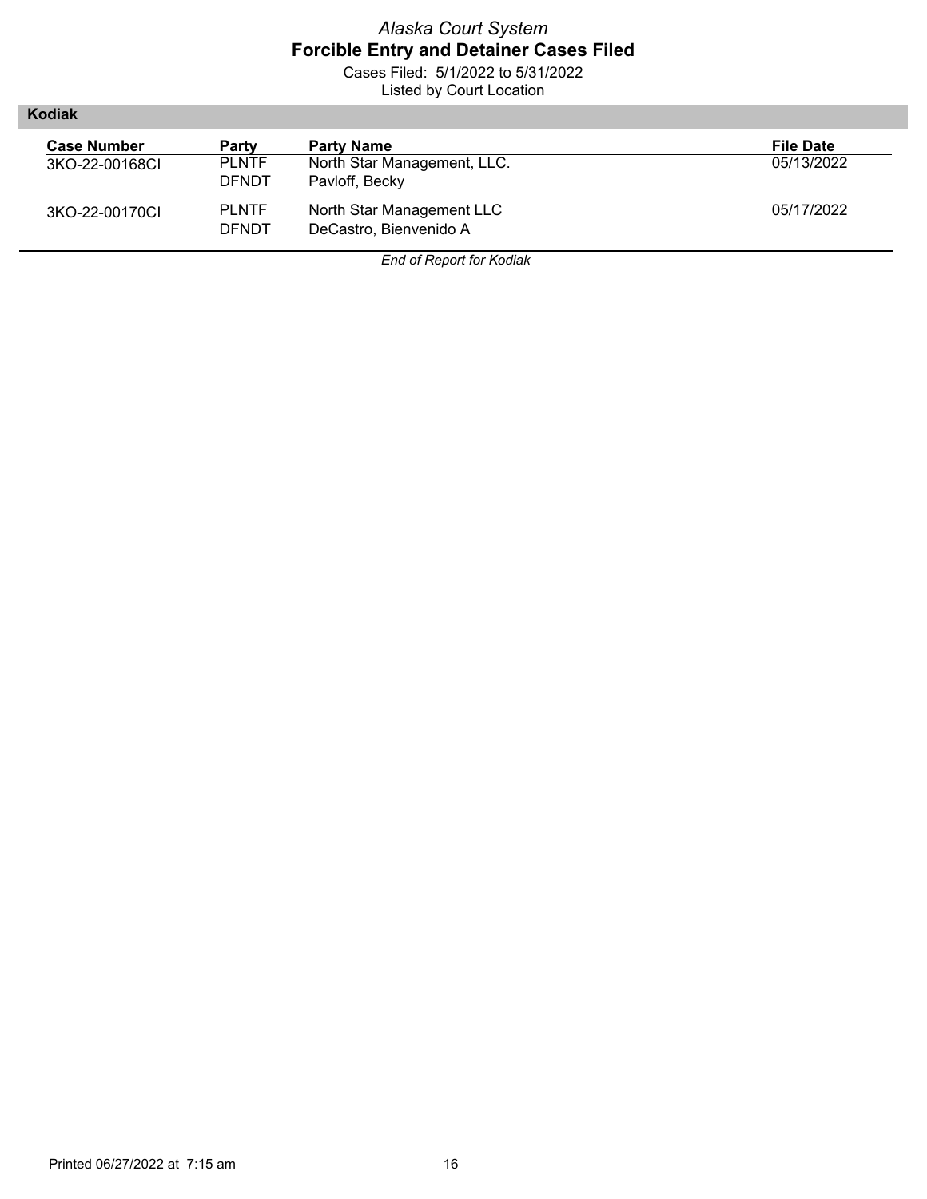*Alaska Court System*
**Forcible Entry and Detainer Cases Filed**
Cases Filed: 5/1/2022 to 5/31/2022
Listed by Court Location

## Kodiak

| Case Number | Party | Party Name | File Date |
|---|---|---|---|
| 3KO-22-00168CI | PLNTF | North Star Management, LLC. | 05/13/2022 |
| | DFNDT | Pavloff, Becky | |
| 3KO-22-00170CI | PLNTF | North Star Management LLC | 05/17/2022 |
| | DFNDT | DeCastro, Bienvenido A | |

*End of Report for Kodiak*

Printed 06/27/2022 at 7:15 am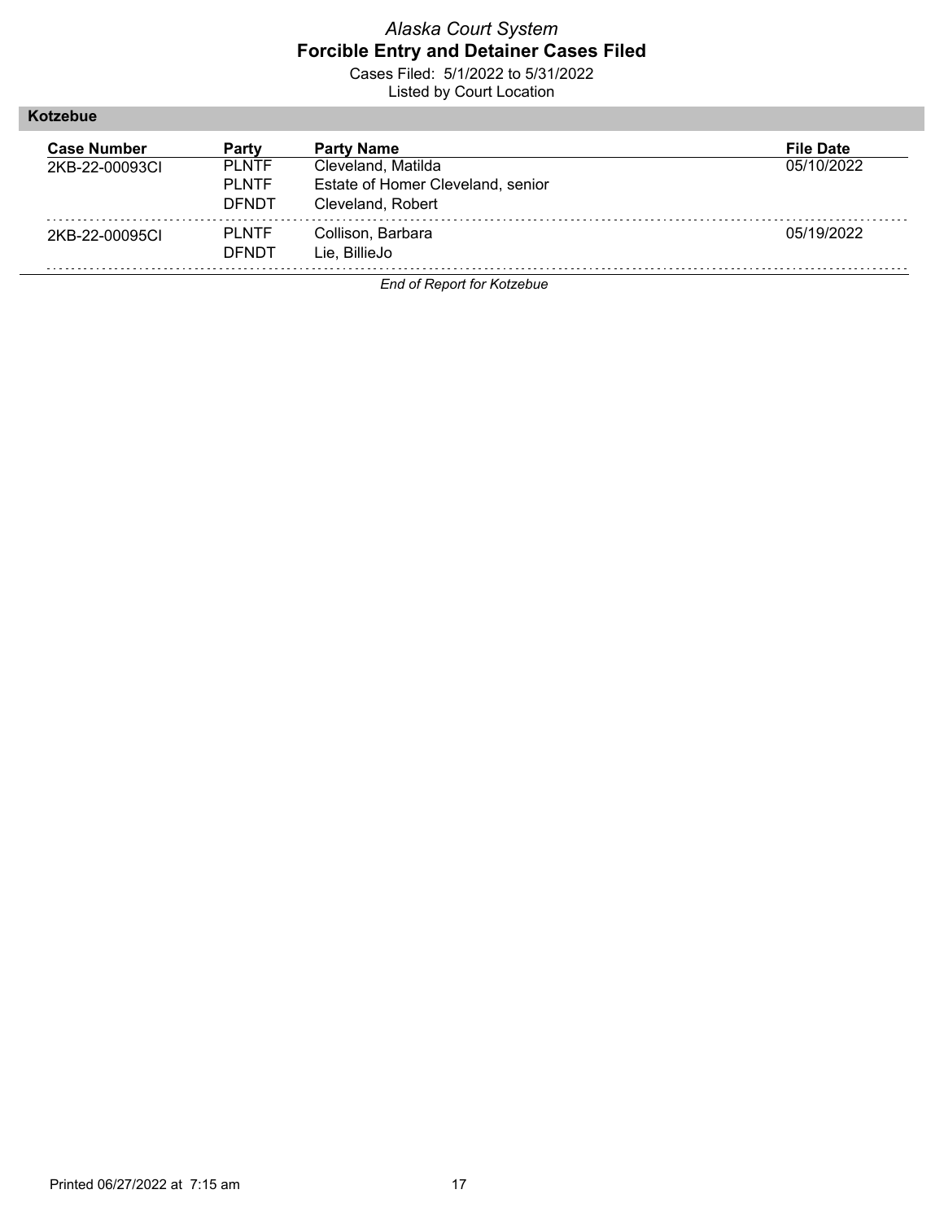*Alaska Court System*
**Forcible Entry and Detainer Cases Filed**
Cases Filed: 5/1/2022 to 5/31/2022
Listed by Court Location

## Kotzebue

| Case Number | Party | Party Name | File Date |
|---|---|---|---|
| 2KB-22-00093CI | PLNTF | Cleveland, Matilda | 05/10/2022 |
| | PLNTF | Estate of Homer Cleveland, senior | |
| | DFNDT | Cleveland, Robert | |
| 2KB-22-00095CI | PLNTF | Collison, Barbara | 05/19/2022 |
| | DFNDT | Lie, BillieJo | |

*End of Report for Kotzebue*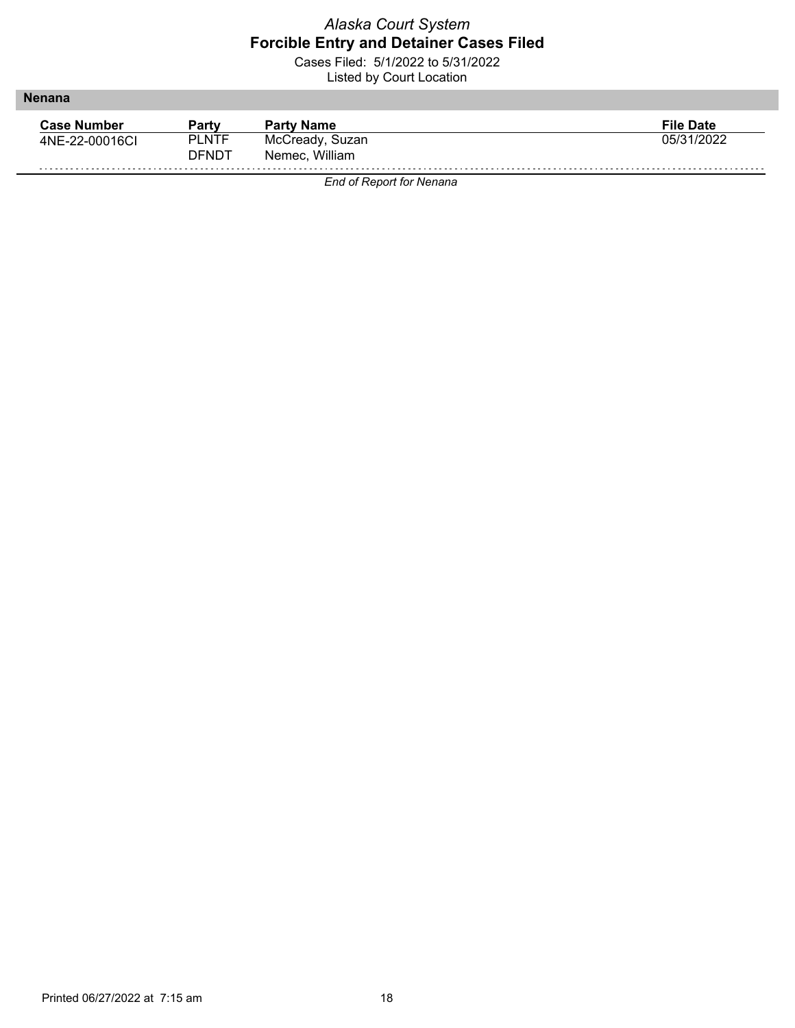*Alaska Court System*

**Forcible Entry and Detainer Cases Filed**

Cases Filed: 5/1/2022 to 5/31/2022

Listed by Court Location

## Nenana

| Case Number | Party | Party Name | File Date |
|---|---|---|---|
| 4NE-22-00016CI | PLNTF | McCready, Suzan | 05/31/2022 |
| | DFNDT | Nemec, William | |

*End of Report for Nenana*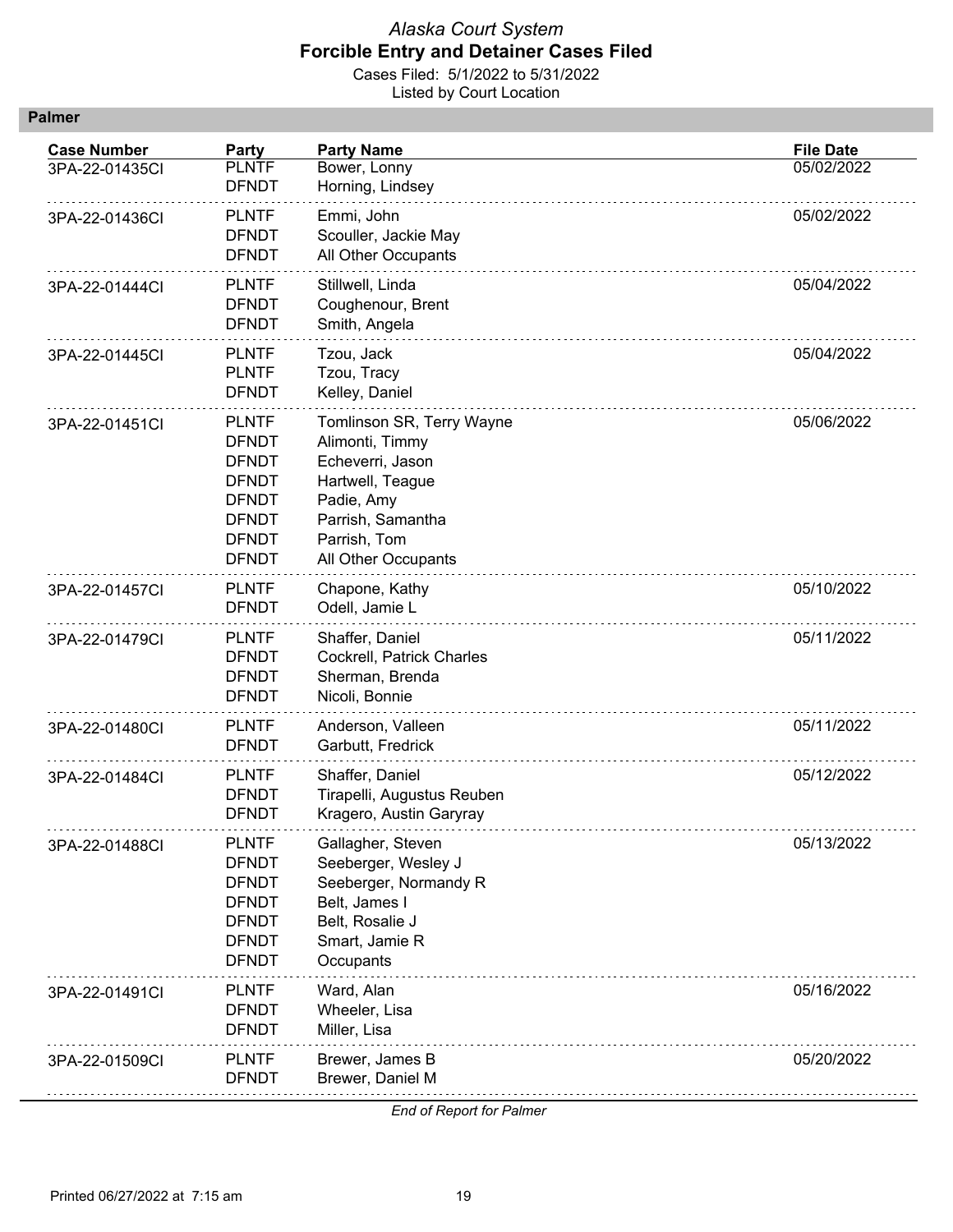*Alaska Court System*
**Forcible Entry and Detainer Cases Filed**
Cases Filed: 5/1/2022 to 5/31/2022
Listed by Court Location

## Palmer

| Case Number | Party | Party Name | File Date |
|---|---|---|---|
| 3PA-22-01435CI | PLNTF | Bower, Lonny | 05/02/2022 |
| | DFNDT | Horning, Lindsey | |
| 3PA-22-01436CI | PLNTF | Emmi, John | 05/02/2022 |
| | DFNDT | Scouller, Jackie May | |
| | DFNDT | All Other Occupants | |
| 3PA-22-01444CI | PLNTF | Stillwell, Linda | 05/04/2022 |
| | DFNDT | Coughenour, Brent | |
| | DFNDT | Smith, Angela | |
| 3PA-22-01445CI | PLNTF | Tzou, Jack | 05/04/2022 |
| | PLNTF | Tzou, Tracy | |
| | DFNDT | Kelley, Daniel | |
| 3PA-22-01451CI | PLNTF | Tomlinson SR, Terry Wayne | 05/06/2022 |
| | DFNDT | Alimonti, Timmy | |
| | DFNDT | Echeverri, Jason | |
| | DFNDT | Hartwell, Teague | |
| | DFNDT | Padie, Amy | |
| | DFNDT | Parrish, Samantha | |
| | DFNDT | Parrish, Tom | |
| | DFNDT | All Other Occupants | |
| 3PA-22-01457CI | PLNTF | Chapone, Kathy | 05/10/2022 |
| | DFNDT | Odell, Jamie L | |
| 3PA-22-01479CI | PLNTF | Shaffer, Daniel | 05/11/2022 |
| | DFNDT | Cockrell, Patrick Charles | |
| | DFNDT | Sherman, Brenda | |
| | DFNDT | Nicoli, Bonnie | |
| 3PA-22-01480CI | PLNTF | Anderson, Valleen | 05/11/2022 |
| | DFNDT | Garbutt, Fredrick | |
| 3PA-22-01484CI | PLNTF | Shaffer, Daniel | 05/12/2022 |
| | DFNDT | Tirapelli, Augustus Reuben | |
| | DFNDT | Kragero, Austin Garyray | |
| 3PA-22-01488CI | PLNTF | Gallagher, Steven | 05/13/2022 |
| | DFNDT | Seeberger, Wesley J | |
| | DFNDT | Seeberger, Normandy R | |
| | DFNDT | Belt, James I | |
| | DFNDT | Belt, Rosalie J | |
| | DFNDT | Smart, Jamie R | |
| | DFNDT | Occupants | |
| 3PA-22-01491CI | PLNTF | Ward, Alan | 05/16/2022 |
| | DFNDT | Wheeler, Lisa | |
| | DFNDT | Miller, Lisa | |
| 3PA-22-01509CI | PLNTF | Brewer, James B | 05/20/2022 |
| | DFNDT | Brewer, Daniel M | |

*End of Report for Palmer*

Printed 06/27/2022 at 7:15 am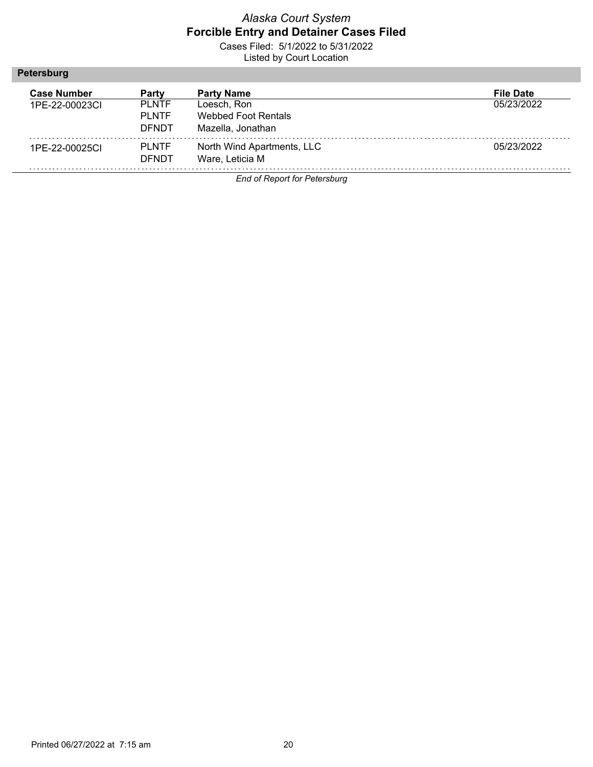*Alaska Court System*

**Forcible Entry and Detainer Cases Filed**

Cases Filed: 5/1/2022 to 5/31/2022

Listed by Court Location

## Petersburg

| Case Number | Party | Party Name | File Date |
|---|---|---|---|
| 1PE-22-00023CI | PLNTF | Loesch, Ron | 05/23/2022 |
| | PLNTF | Webbed Foot Rentals | |
| | DFNDT | Mazella, Jonathan | |
| 1PE-22-00025CI | PLNTF | North Wind Apartments, LLC | 05/23/2022 |
| | DFNDT | Ware, Leticia M | |

*End of Report for Petersburg*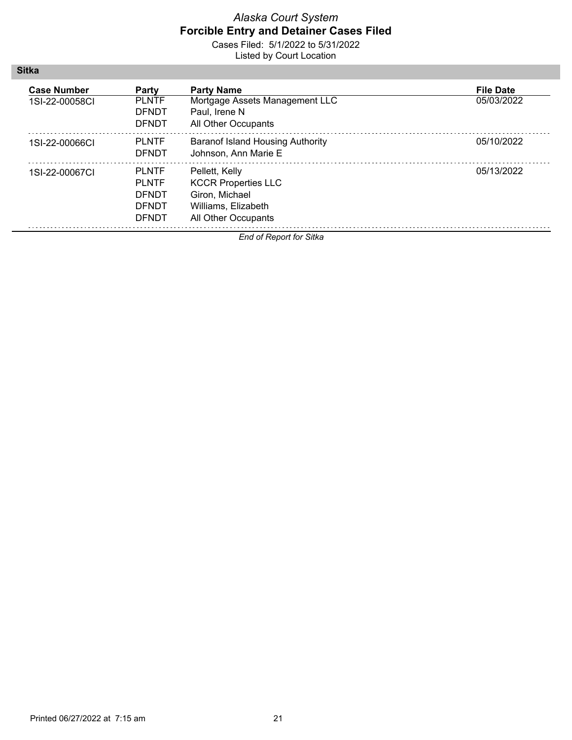*Alaska Court System*

**Forcible Entry and Detainer Cases Filed**

Cases Filed: 5/1/2022 to 5/31/2022

Listed by Court Location

## Sitka

| Case Number | Party | Party Name | File Date |
|---|---|---|---|
| 1SI-22-00058CI | PLNTF | Mortgage Assets Management LLC | 05/03/2022 |
| | DFNDT | Paul, Irene N | |
| | DFNDT | All Other Occupants | |
| 1SI-22-00066CI | PLNTF | Baranof Island Housing Authority | 05/10/2022 |
| | DFNDT | Johnson, Ann Marie E | |
| 1SI-22-00067CI | PLNTF | Pellett, Kelly | 05/13/2022 |
| | PLNTF | KCCR Properties LLC | |
| | DFNDT | Giron, Michael | |
| | DFNDT | Williams, Elizabeth | |
| | DFNDT | All Other Occupants | |

*End of Report for Sitka*

Printed 06/27/2022 at 7:15 am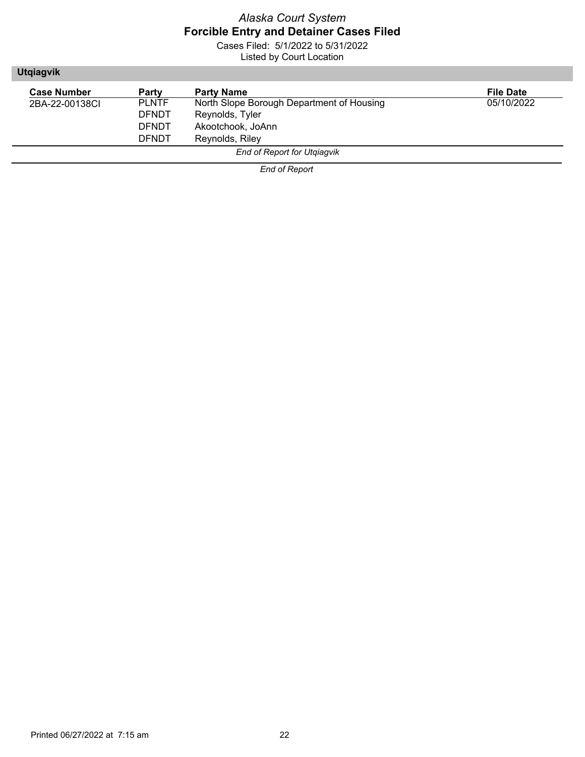*Alaska Court System*

**Forcible Entry and Detainer Cases Filed**

Cases Filed: 5/1/2022 to 5/31/2022

Listed by Court Location

## Utqiagvik

| Case Number | Party | Party Name | File Date |
|---|---|---|---|
| 2BA-22-00138CI | PLNTF | North Slope Borough Department of Housing | 05/10/2022 |
| | DFNDT | Reynolds, Tyler | |
| | DFNDT | Akootchook, JoAnn | |
| | DFNDT | Reynolds, Riley | |

*End of Report for Utqiagvik*

*End of Report*

Printed 06/27/2022 at 7:15 am